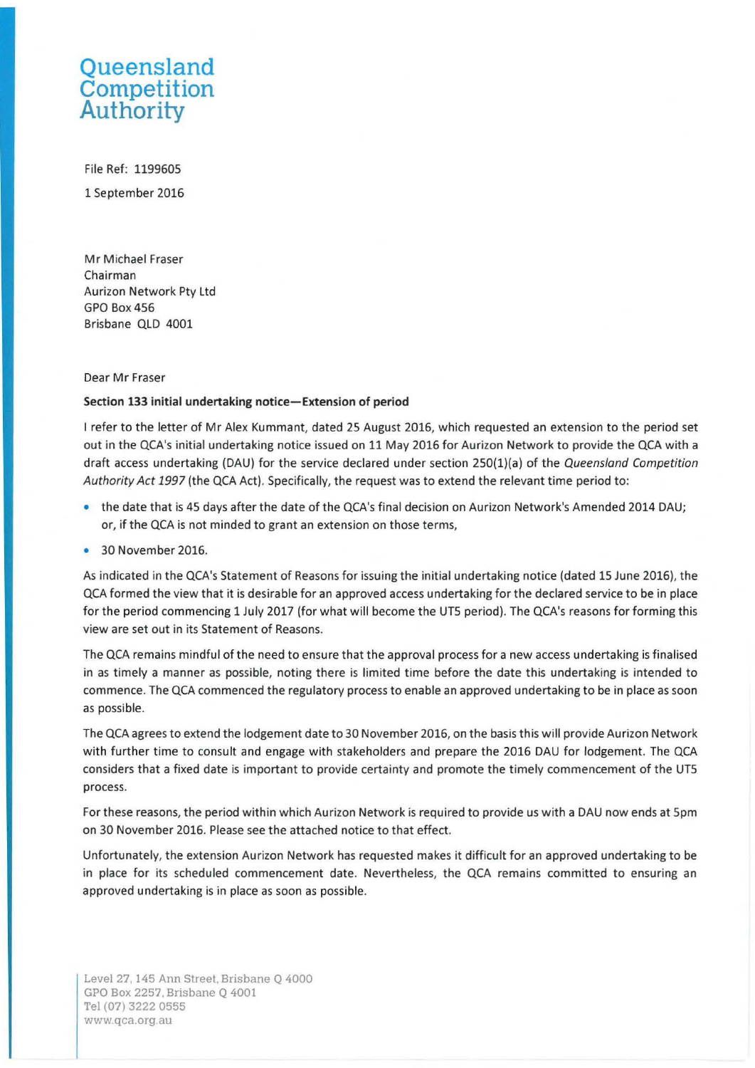# Queensland Competition Authority

File Ref: 1199605

1 September 2016

Mr Michael Fraser
Chairman
Aurizon Network Pty Ltd
GPO Box 456
Brisbane QLD 4001

Dear Mr Fraser

**Section 133 initial undertaking notice—Extension of period**

I refer to the letter of Mr Alex Kummant, dated 25 August 2016, which requested an extension to the period set out in the QCA's initial undertaking notice issued on 11 May 2016 for Aurizon Network to provide the QCA with a draft access undertaking (DAU) for the service declared under section 250(1)(a) of the *Queensland Competition Authority Act 1997* (the QCA Act). Specifically, the request was to extend the relevant time period to:

- the date that is 45 days after the date of the QCA's final decision on Aurizon Network's Amended 2014 DAU; or, if the QCA is not minded to grant an extension on those terms,
- 30 November 2016.

As indicated in the QCA's Statement of Reasons for issuing the initial undertaking notice (dated 15 June 2016), the QCA formed the view that it is desirable for an approved access undertaking for the declared service to be in place for the period commencing 1 July 2017 (for what will become the UT5 period). The QCA's reasons for forming this view are set out in its Statement of Reasons.

The QCA remains mindful of the need to ensure that the approval process for a new access undertaking is finalised in as timely a manner as possible, noting there is limited time before the date this undertaking is intended to commence. The QCA commenced the regulatory process to enable an approved undertaking to be in place as soon as possible.

The QCA agrees to extend the lodgement date to 30 November 2016, on the basis this will provide Aurizon Network with further time to consult and engage with stakeholders and prepare the 2016 DAU for lodgement. The QCA considers that a fixed date is important to provide certainty and promote the timely commencement of the UT5 process.

For these reasons, the period within which Aurizon Network is required to provide us with a DAU now ends at 5pm on 30 November 2016. Please see the attached notice to that effect.

Unfortunately, the extension Aurizon Network has requested makes it difficult for an approved undertaking to be in place for its scheduled commencement date. Nevertheless, the QCA remains committed to ensuring an approved undertaking is in place as soon as possible.

Level 27, 145 Ann Street, Brisbane Q 4000
GPO Box 2257, Brisbane Q 4001
Tel (07) 3222 0555
www.qca.org.au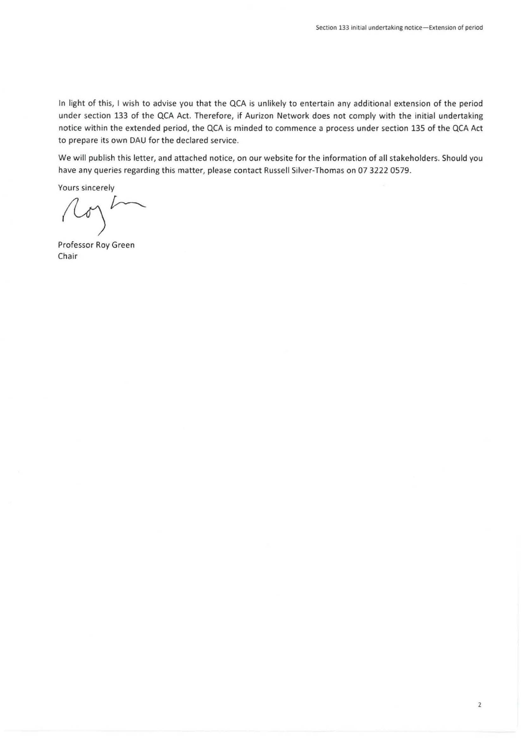In light of this, I wish to advise you that the QCA is unlikely to entertain any additional extension of the period under section 133 of the QCA Act. Therefore, if Aurizon Network does not comply with the initial undertaking notice within the extended period, the QCA is minded to commence a process under section 135 of the QCA Act to prepare its own DAU for the declared service.

We will publish this letter, and attached notice, on our website for the information of all stakeholders. Should you have any queries regarding this matter, please contact Russell Silver-Thomas on 07 3222 0579.

Yours sincerely

Professor Roy Green
Chair